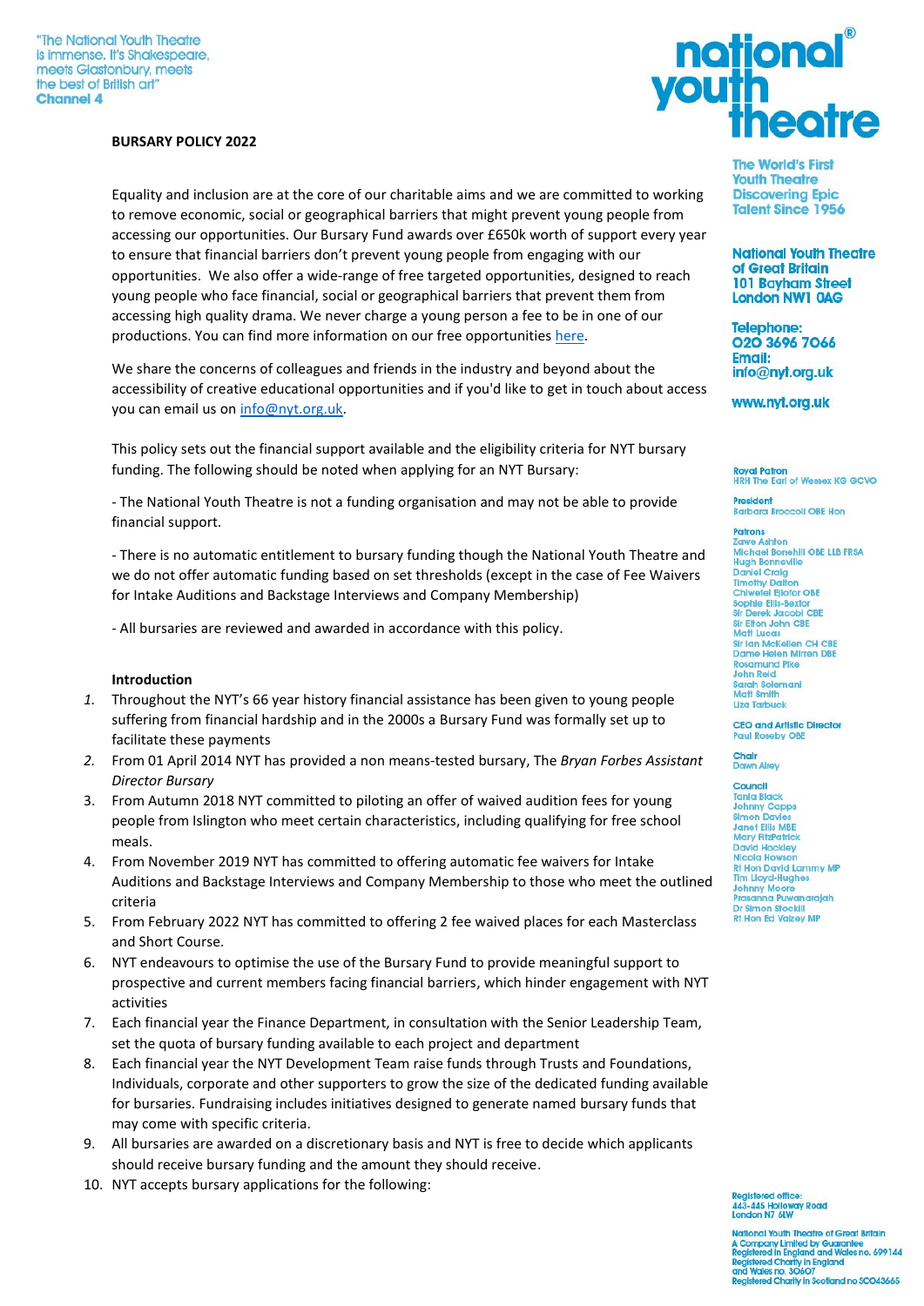"The National Youth Theatre is immense. It's Shakespeare, meets Glastonbury, meets the best of British art"
**Channel 4**

**national youth theatre®**

The World's First Youth Theatre Discovering Epic Talent Since 1956

National Youth Theatre of Great Britain
101 Bayham Street
London NW1 0AG

Telephone: 020 3696 7066
Email: info@nyt.org.uk

www.nyt.org.uk

Royal Patron
HRH The Earl of Wessex KG GCVO

President
Barbara Broccoli OBE Hon

Patrons
Zawe Ashton
Michael Bonehill OBE LLB FRSA
Hugh Bonneville
Daniel Craig
Timothy Dalton
Chiwetel Ejiofor OBE
Sophie Ellis-Bextor
Sir Derek Jacobi CBE
Sir Elton John CBE
Matt Lucas
Sir Ian McKellen CH CBE
Dame Helen Mirren DBE
Rosamund Pike
John Reid
Sarah Solemani
Matt Smith
Liza Tarbuck

CEO and Artistic Director
Paul Roseby OBE

Chair
Dawn Airey

Council
Tania Black
Johnny Capps
Simon Davies
Janet Ellis MBE
Mary FitzPatrick
David Hockley
Nicola Howson
Rt Hon David Lammy MP
Tim Lloyd-Hughes
Johnny Moore
Prasanna Puwanarajah
Dr Simon Stockill
Rt Hon Ed Vaizey MP

**BURSARY POLICY 2022**

Equality and inclusion are at the core of our charitable aims and we are committed to working to remove economic, social or geographical barriers that might prevent young people from accessing our opportunities. Our Bursary Fund awards over £650k worth of support every year to ensure that financial barriers don't prevent young people from engaging with our opportunities. We also offer a wide-range of free targeted opportunities, designed to reach young people who face financial, social or geographical barriers that prevent them from accessing high quality drama. We never charge a young person a fee to be in one of our productions. You can find more information on our free opportunities here.

We share the concerns of colleagues and friends in the industry and beyond about the accessibility of creative educational opportunities and if you'd like to get in touch about access you can email us on info@nyt.org.uk.

This policy sets out the financial support available and the eligibility criteria for NYT bursary funding. The following should be noted when applying for an NYT Bursary:

- The National Youth Theatre is not a funding organisation and may not be able to provide financial support.

- There is no automatic entitlement to bursary funding though the National Youth Theatre and we do not offer automatic funding based on set thresholds (except in the case of Fee Waivers for Intake Auditions and Backstage Interviews and Company Membership)

- All bursaries are reviewed and awarded in accordance with this policy.

**Introduction**

1. Throughout the NYT's 66 year history financial assistance has been given to young people suffering from financial hardship and in the 2000s a Bursary Fund was formally set up to facilitate these payments
2. From 01 April 2014 NYT has provided a non means-tested bursary, The *Bryan Forbes Assistant Director Bursary*
3. From Autumn 2018 NYT committed to piloting an offer of waived audition fees for young people from Islington who meet certain characteristics, including qualifying for free school meals.
4. From November 2019 NYT has committed to offering automatic fee waivers for Intake Auditions and Backstage Interviews and Company Membership to those who meet the outlined criteria
5. From February 2022 NYT has committed to offering 2 fee waived places for each Masterclass and Short Course.
6. NYT endeavours to optimise the use of the Bursary Fund to provide meaningful support to prospective and current members facing financial barriers, which hinder engagement with NYT activities
7. Each financial year the Finance Department, in consultation with the Senior Leadership Team, set the quota of bursary funding available to each project and department
8. Each financial year the NYT Development Team raise funds through Trusts and Foundations, Individuals, corporate and other supporters to grow the size of the dedicated funding available for bursaries. Fundraising includes initiatives designed to generate named bursary funds that may come with specific criteria.
9. All bursaries are awarded on a discretionary basis and NYT is free to decide which applicants should receive bursary funding and the amount they should receive.
10. NYT accepts bursary applications for the following:

Registered office:
443-445 Holloway Road
London N7 6LW

National Youth Theatre of Great Britain
A Company Limited by Guarantee
Registered in England and Wales no. 699144
Registered Charity in England and Wales no. 306075
Registered Charity in Scotland no SC043665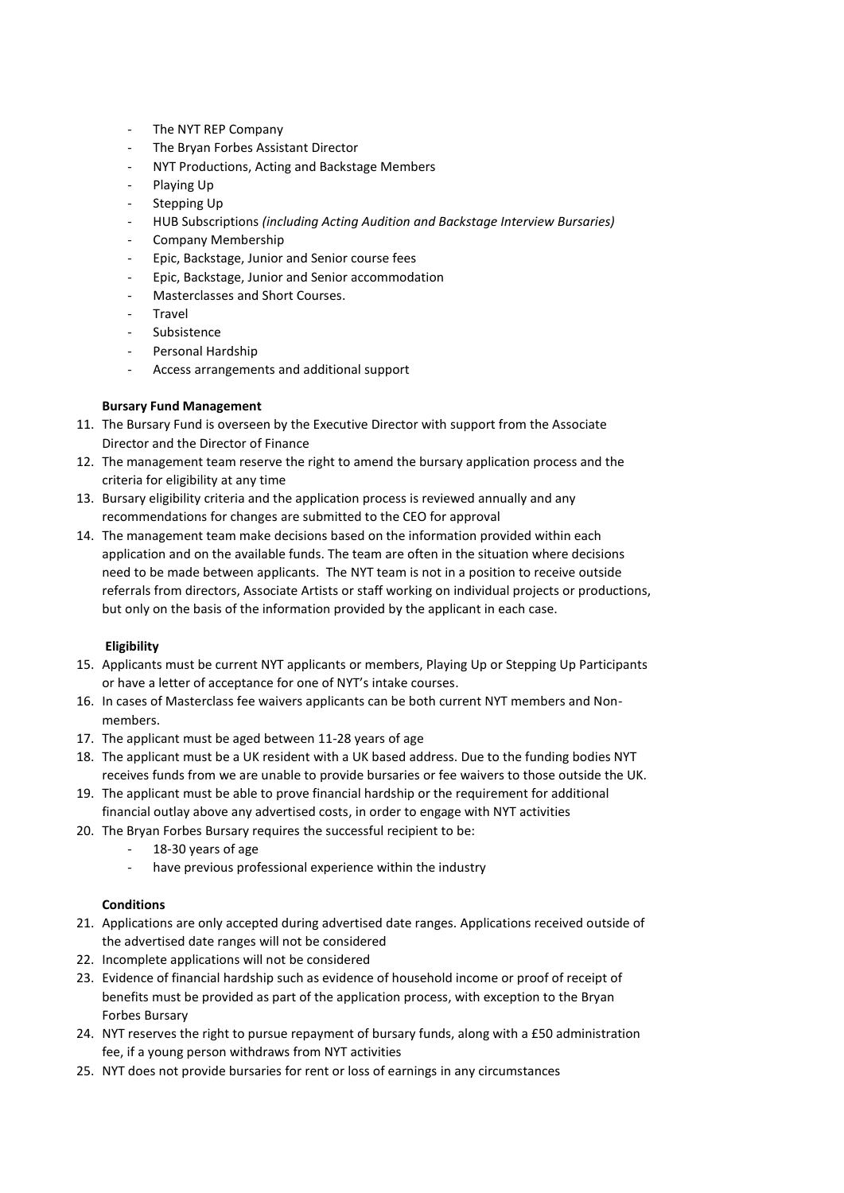- The NYT REP Company
- The Bryan Forbes Assistant Director
- NYT Productions, Acting and Backstage Members
- Playing Up
- Stepping Up
- HUB Subscriptions *(including Acting Audition and Backstage Interview Bursaries)*
- Company Membership
- Epic, Backstage, Junior and Senior course fees
- Epic, Backstage, Junior and Senior accommodation
- Masterclasses and Short Courses.
- Travel
- Subsistence
- Personal Hardship
- Access arrangements and additional support

**Bursary Fund Management**

11. The Bursary Fund is overseen by the Executive Director with support from the Associate Director and the Director of Finance
12. The management team reserve the right to amend the bursary application process and the criteria for eligibility at any time
13. Bursary eligibility criteria and the application process is reviewed annually and any recommendations for changes are submitted to the CEO for approval
14. The management team make decisions based on the information provided within each application and on the available funds. The team are often in the situation where decisions need to be made between applicants. The NYT team is not in a position to receive outside referrals from directors, Associate Artists or staff working on individual projects or productions, but only on the basis of the information provided by the applicant in each case.

**Eligibility**

15. Applicants must be current NYT applicants or members, Playing Up or Stepping Up Participants or have a letter of acceptance for one of NYT's intake courses.
16. In cases of Masterclass fee waivers applicants can be both current NYT members and Non-members.
17. The applicant must be aged between 11-28 years of age
18. The applicant must be a UK resident with a UK based address. Due to the funding bodies NYT receives funds from we are unable to provide bursaries or fee waivers to those outside the UK.
19. The applicant must be able to prove financial hardship or the requirement for additional financial outlay above any advertised costs, in order to engage with NYT activities
20. The Bryan Forbes Bursary requires the successful recipient to be:
    - 18-30 years of age
    - have previous professional experience within the industry

**Conditions**

21. Applications are only accepted during advertised date ranges. Applications received outside of the advertised date ranges will not be considered
22. Incomplete applications will not be considered
23. Evidence of financial hardship such as evidence of household income or proof of receipt of benefits must be provided as part of the application process, with exception to the Bryan Forbes Bursary
24. NYT reserves the right to pursue repayment of bursary funds, along with a £50 administration fee, if a young person withdraws from NYT activities
25. NYT does not provide bursaries for rent or loss of earnings in any circumstances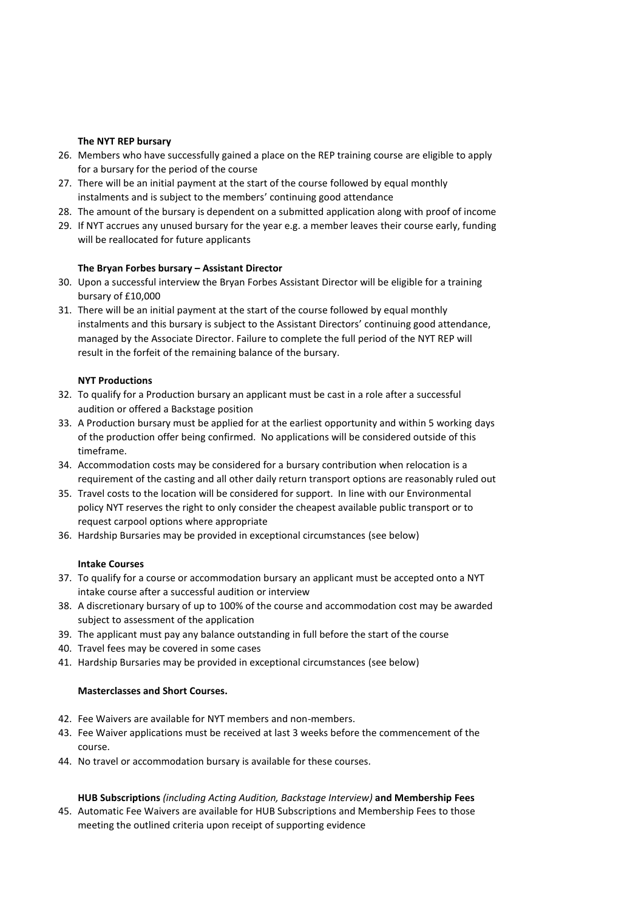**The NYT REP bursary**

26. Members who have successfully gained a place on the REP training course are eligible to apply for a bursary for the period of the course
27. There will be an initial payment at the start of the course followed by equal monthly instalments and is subject to the members' continuing good attendance
28. The amount of the bursary is dependent on a submitted application along with proof of income
29. If NYT accrues any unused bursary for the year e.g. a member leaves their course early, funding will be reallocated for future applicants

**The Bryan Forbes bursary – Assistant Director**

30. Upon a successful interview the Bryan Forbes Assistant Director will be eligible for a training bursary of £10,000
31. There will be an initial payment at the start of the course followed by equal monthly instalments and this bursary is subject to the Assistant Directors' continuing good attendance, managed by the Associate Director. Failure to complete the full period of the NYT REP will result in the forfeit of the remaining balance of the bursary.

**NYT Productions**

32. To qualify for a Production bursary an applicant must be cast in a role after a successful audition or offered a Backstage position
33. A Production bursary must be applied for at the earliest opportunity and within 5 working days of the production offer being confirmed. No applications will be considered outside of this timeframe.
34. Accommodation costs may be considered for a bursary contribution when relocation is a requirement of the casting and all other daily return transport options are reasonably ruled out
35. Travel costs to the location will be considered for support. In line with our Environmental policy NYT reserves the right to only consider the cheapest available public transport or to request carpool options where appropriate
36. Hardship Bursaries may be provided in exceptional circumstances (see below)

**Intake Courses**

37. To qualify for a course or accommodation bursary an applicant must be accepted onto a NYT intake course after a successful audition or interview
38. A discretionary bursary of up to 100% of the course and accommodation cost may be awarded subject to assessment of the application
39. The applicant must pay any balance outstanding in full before the start of the course
40. Travel fees may be covered in some cases
41. Hardship Bursaries may be provided in exceptional circumstances (see below)

**Masterclasses and Short Courses.**

42. Fee Waivers are available for NYT members and non-members.
43. Fee Waiver applications must be received at last 3 weeks before the commencement of the course.
44. No travel or accommodation bursary is available for these courses.

**HUB Subscriptions** *(including Acting Audition, Backstage Interview)* **and Membership Fees**

45. Automatic Fee Waivers are available for HUB Subscriptions and Membership Fees to those meeting the outlined criteria upon receipt of supporting evidence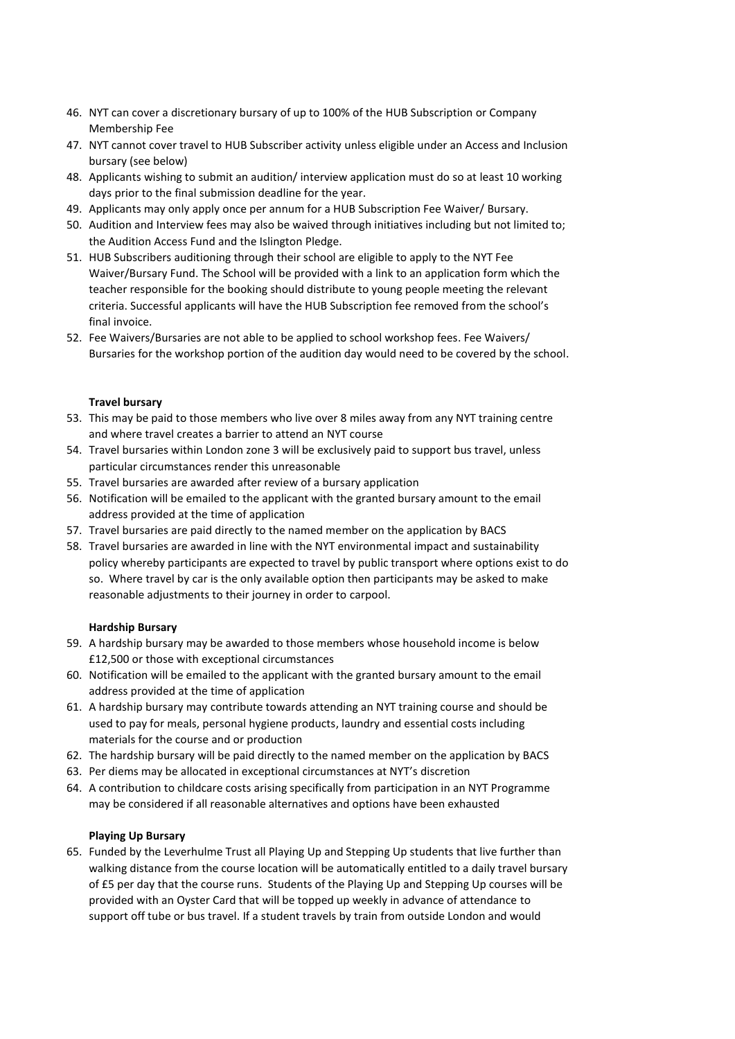46. NYT can cover a discretionary bursary of up to 100% of the HUB Subscription or Company Membership Fee
47. NYT cannot cover travel to HUB Subscriber activity unless eligible under an Access and Inclusion bursary (see below)
48. Applicants wishing to submit an audition/ interview application must do so at least 10 working days prior to the final submission deadline for the year.
49. Applicants may only apply once per annum for a HUB Subscription Fee Waiver/ Bursary.
50. Audition and Interview fees may also be waived through initiatives including but not limited to; the Audition Access Fund and the Islington Pledge.
51. HUB Subscribers auditioning through their school are eligible to apply to the NYT Fee Waiver/Bursary Fund. The School will be provided with a link to an application form which the teacher responsible for the booking should distribute to young people meeting the relevant criteria. Successful applicants will have the HUB Subscription fee removed from the school's final invoice.
52. Fee Waivers/Bursaries are not able to be applied to school workshop fees. Fee Waivers/ Bursaries for the workshop portion of the audition day would need to be covered by the school.

**Travel bursary**

53. This may be paid to those members who live over 8 miles away from any NYT training centre and where travel creates a barrier to attend an NYT course
54. Travel bursaries within London zone 3 will be exclusively paid to support bus travel, unless particular circumstances render this unreasonable
55. Travel bursaries are awarded after review of a bursary application
56. Notification will be emailed to the applicant with the granted bursary amount to the email address provided at the time of application
57. Travel bursaries are paid directly to the named member on the application by BACS
58. Travel bursaries are awarded in line with the NYT environmental impact and sustainability policy whereby participants are expected to travel by public transport where options exist to do so. Where travel by car is the only available option then participants may be asked to make reasonable adjustments to their journey in order to carpool.

**Hardship Bursary**

59. A hardship bursary may be awarded to those members whose household income is below £12,500 or those with exceptional circumstances
60. Notification will be emailed to the applicant with the granted bursary amount to the email address provided at the time of application
61. A hardship bursary may contribute towards attending an NYT training course and should be used to pay for meals, personal hygiene products, laundry and essential costs including materials for the course and or production
62. The hardship bursary will be paid directly to the named member on the application by BACS
63. Per diems may be allocated in exceptional circumstances at NYT's discretion
64. A contribution to childcare costs arising specifically from participation in an NYT Programme may be considered if all reasonable alternatives and options have been exhausted

**Playing Up Bursary**

65. Funded by the Leverhulme Trust all Playing Up and Stepping Up students that live further than walking distance from the course location will be automatically entitled to a daily travel bursary of £5 per day that the course runs. Students of the Playing Up and Stepping Up courses will be provided with an Oyster Card that will be topped up weekly in advance of attendance to support off tube or bus travel. If a student travels by train from outside London and would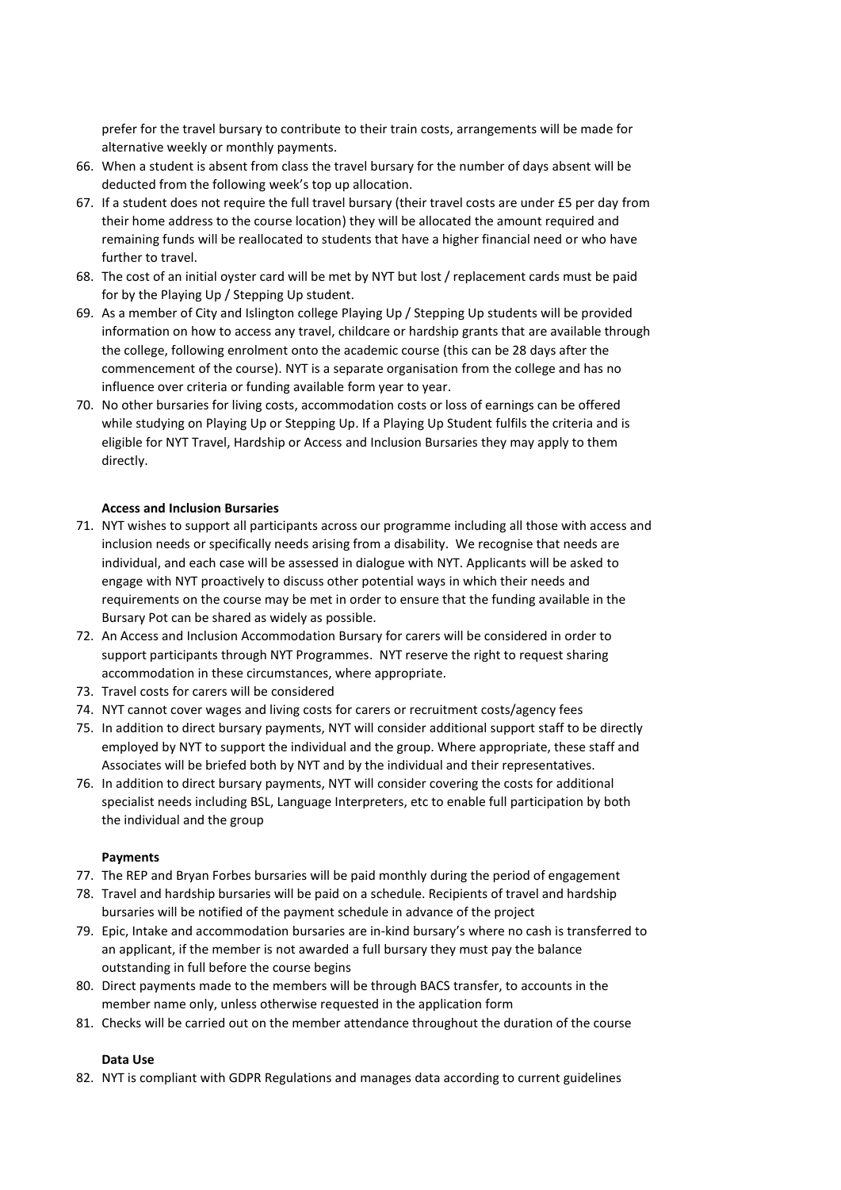prefer for the travel bursary to contribute to their train costs, arrangements will be made for alternative weekly or monthly payments.

66. When a student is absent from class the travel bursary for the number of days absent will be deducted from the following week's top up allocation.
67. If a student does not require the full travel bursary (their travel costs are under £5 per day from their home address to the course location) they will be allocated the amount required and remaining funds will be reallocated to students that have a higher financial need or who have further to travel.
68. The cost of an initial oyster card will be met by NYT but lost / replacement cards must be paid for by the Playing Up / Stepping Up student.
69. As a member of City and Islington college Playing Up / Stepping Up students will be provided information on how to access any travel, childcare or hardship grants that are available through the college, following enrolment onto the academic course (this can be 28 days after the commencement of the course). NYT is a separate organisation from the college and has no influence over criteria or funding available form year to year.
70. No other bursaries for living costs, accommodation costs or loss of earnings can be offered while studying on Playing Up or Stepping Up. If a Playing Up Student fulfils the criteria and is eligible for NYT Travel, Hardship or Access and Inclusion Bursaries they may apply to them directly.

**Access and Inclusion Bursaries**

71. NYT wishes to support all participants across our programme including all those with access and inclusion needs or specifically needs arising from a disability. We recognise that needs are individual, and each case will be assessed in dialogue with NYT. Applicants will be asked to engage with NYT proactively to discuss other potential ways in which their needs and requirements on the course may be met in order to ensure that the funding available in the Bursary Pot can be shared as widely as possible.
72. An Access and Inclusion Accommodation Bursary for carers will be considered in order to support participants through NYT Programmes. NYT reserve the right to request sharing accommodation in these circumstances, where appropriate.
73. Travel costs for carers will be considered
74. NYT cannot cover wages and living costs for carers or recruitment costs/agency fees
75. In addition to direct bursary payments, NYT will consider additional support staff to be directly employed by NYT to support the individual and the group. Where appropriate, these staff and Associates will be briefed both by NYT and by the individual and their representatives.
76. In addition to direct bursary payments, NYT will consider covering the costs for additional specialist needs including BSL, Language Interpreters, etc to enable full participation by both the individual and the group

**Payments**

77. The REP and Bryan Forbes bursaries will be paid monthly during the period of engagement
78. Travel and hardship bursaries will be paid on a schedule. Recipients of travel and hardship bursaries will be notified of the payment schedule in advance of the project
79. Epic, Intake and accommodation bursaries are in-kind bursary's where no cash is transferred to an applicant, if the member is not awarded a full bursary they must pay the balance outstanding in full before the course begins
80. Direct payments made to the members will be through BACS transfer, to accounts in the member name only, unless otherwise requested in the application form
81. Checks will be carried out on the member attendance throughout the duration of the course

**Data Use**

82. NYT is compliant with GDPR Regulations and manages data according to current guidelines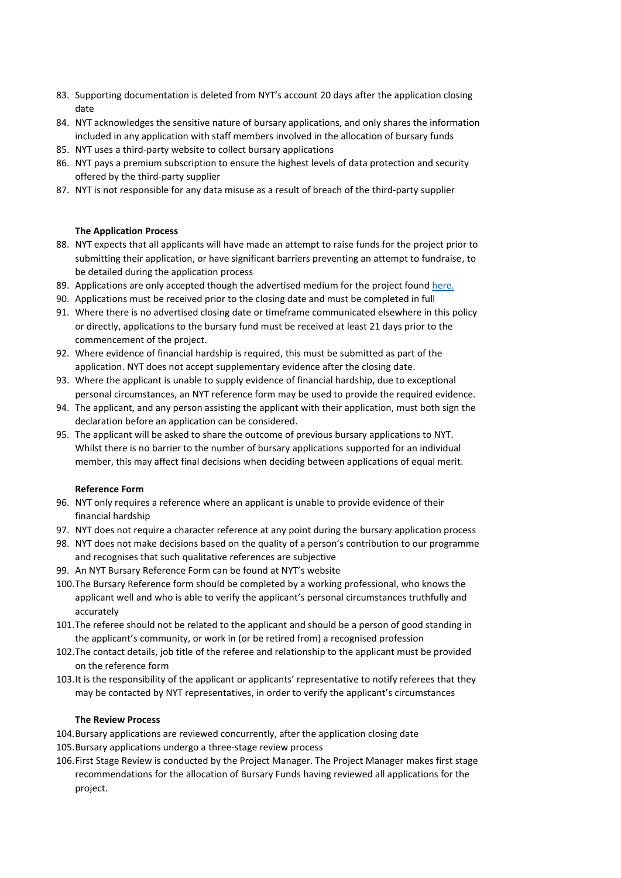83. Supporting documentation is deleted from NYT's account 20 days after the application closing date
84. NYT acknowledges the sensitive nature of bursary applications, and only shares the information included in any application with staff members involved in the allocation of bursary funds
85. NYT uses a third-party website to collect bursary applications
86. NYT pays a premium subscription to ensure the highest levels of data protection and security offered by the third-party supplier
87. NYT is not responsible for any data misuse as a result of breach of the third-party supplier

**The Application Process**

88. NYT expects that all applicants will have made an attempt to raise funds for the project prior to submitting their application, or have significant barriers preventing an attempt to fundraise, to be detailed during the application process
89. Applications are only accepted though the advertised medium for the project found [here.]()
90. Applications must be received prior to the closing date and must be completed in full
91. Where there is no advertised closing date or timeframe communicated elsewhere in this policy or directly, applications to the bursary fund must be received at least 21 days prior to the commencement of the project.
92. Where evidence of financial hardship is required, this must be submitted as part of the application. NYT does not accept supplementary evidence after the closing date.
93. Where the applicant is unable to supply evidence of financial hardship, due to exceptional personal circumstances, an NYT reference form may be used to provide the required evidence.
94. The applicant, and any person assisting the applicant with their application, must both sign the declaration before an application can be considered.
95. The applicant will be asked to share the outcome of previous bursary applications to NYT. Whilst there is no barrier to the number of bursary applications supported for an individual member, this may affect final decisions when deciding between applications of equal merit.

**Reference Form**

96. NYT only requires a reference where an applicant is unable to provide evidence of their financial hardship
97. NYT does not require a character reference at any point during the bursary application process
98. NYT does not make decisions based on the quality of a person's contribution to our programme and recognises that such qualitative references are subjective
99. An NYT Bursary Reference Form can be found at NYT's website
100. The Bursary Reference form should be completed by a working professional, who knows the applicant well and who is able to verify the applicant's personal circumstances truthfully and accurately
101. The referee should not be related to the applicant and should be a person of good standing in the applicant's community, or work in (or be retired from) a recognised profession
102. The contact details, job title of the referee and relationship to the applicant must be provided on the reference form
103. It is the responsibility of the applicant or applicants' representative to notify referees that they may be contacted by NYT representatives, in order to verify the applicant's circumstances

**The Review Process**

104. Bursary applications are reviewed concurrently, after the application closing date
105. Bursary applications undergo a three-stage review process
106. First Stage Review is conducted by the Project Manager. The Project Manager makes first stage recommendations for the allocation of Bursary Funds having reviewed all applications for the project.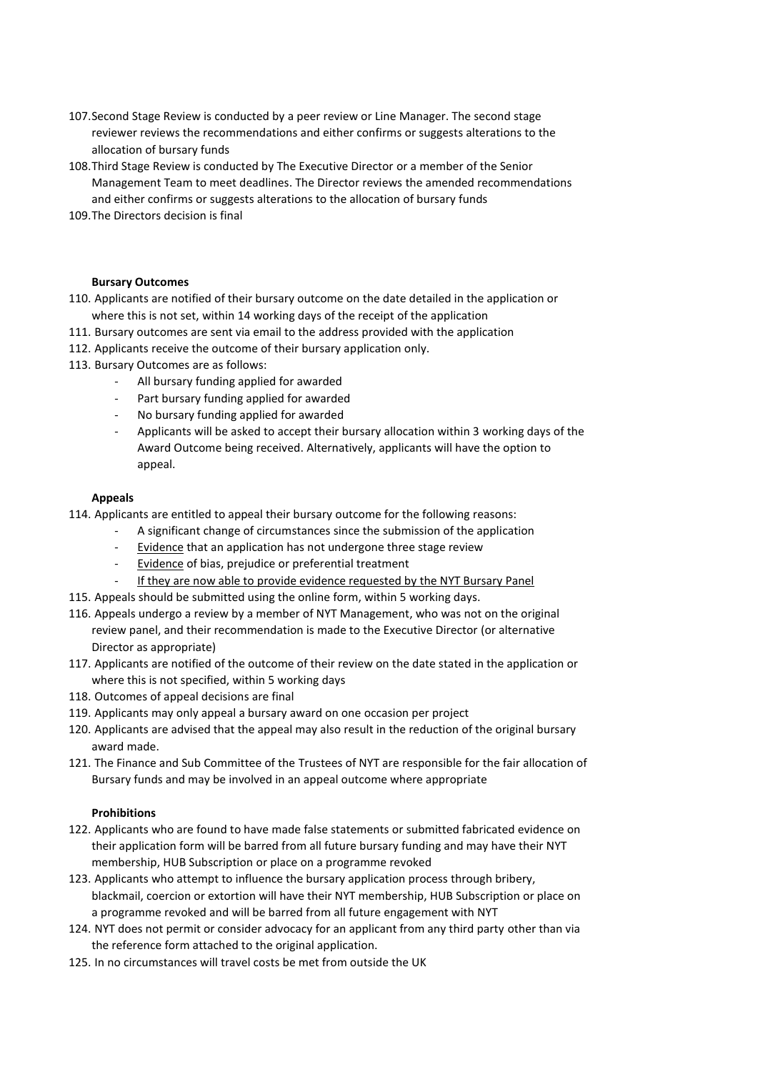107. Second Stage Review is conducted by a peer review or Line Manager. The second stage reviewer reviews the recommendations and either confirms or suggests alterations to the allocation of bursary funds
108. Third Stage Review is conducted by The Executive Director or a member of the Senior Management Team to meet deadlines. The Director reviews the amended recommendations and either confirms or suggests alterations to the allocation of bursary funds
109. The Directors decision is final

**Bursary Outcomes**

110. Applicants are notified of their bursary outcome on the date detailed in the application or where this is not set, within 14 working days of the receipt of the application
111. Bursary outcomes are sent via email to the address provided with the application
112. Applicants receive the outcome of their bursary application only.
113. Bursary Outcomes are as follows:
    - All bursary funding applied for awarded
    - Part bursary funding applied for awarded
    - No bursary funding applied for awarded
    - Applicants will be asked to accept their bursary allocation within 3 working days of the Award Outcome being received. Alternatively, applicants will have the option to appeal.

**Appeals**

114. Applicants are entitled to appeal their bursary outcome for the following reasons:
    - A significant change of circumstances since the submission of the application
    - <u>Evidence</u> that an application has not undergone three stage review
    - <u>Evidence</u> of bias, prejudice or preferential treatment
    - <u>If they are now able to provide evidence requested by the NYT Bursary Panel</u>
115. Appeals should be submitted using the online form, within 5 working days.
116. Appeals undergo a review by a member of NYT Management, who was not on the original review panel, and their recommendation is made to the Executive Director (or alternative Director as appropriate)
117. Applicants are notified of the outcome of their review on the date stated in the application or where this is not specified, within 5 working days
118. Outcomes of appeal decisions are final
119. Applicants may only appeal a bursary award on one occasion per project
120. Applicants are advised that the appeal may also result in the reduction of the original bursary award made.
121. The Finance and Sub Committee of the Trustees of NYT are responsible for the fair allocation of Bursary funds and may be involved in an appeal outcome where appropriate

**Prohibitions**

122. Applicants who are found to have made false statements or submitted fabricated evidence on their application form will be barred from all future bursary funding and may have their NYT membership, HUB Subscription or place on a programme revoked
123. Applicants who attempt to influence the bursary application process through bribery, blackmail, coercion or extortion will have their NYT membership, HUB Subscription or place on a programme revoked and will be barred from all future engagement with NYT
124. NYT does not permit or consider advocacy for an applicant from any third party other than via the reference form attached to the original application.
125. In no circumstances will travel costs be met from outside the UK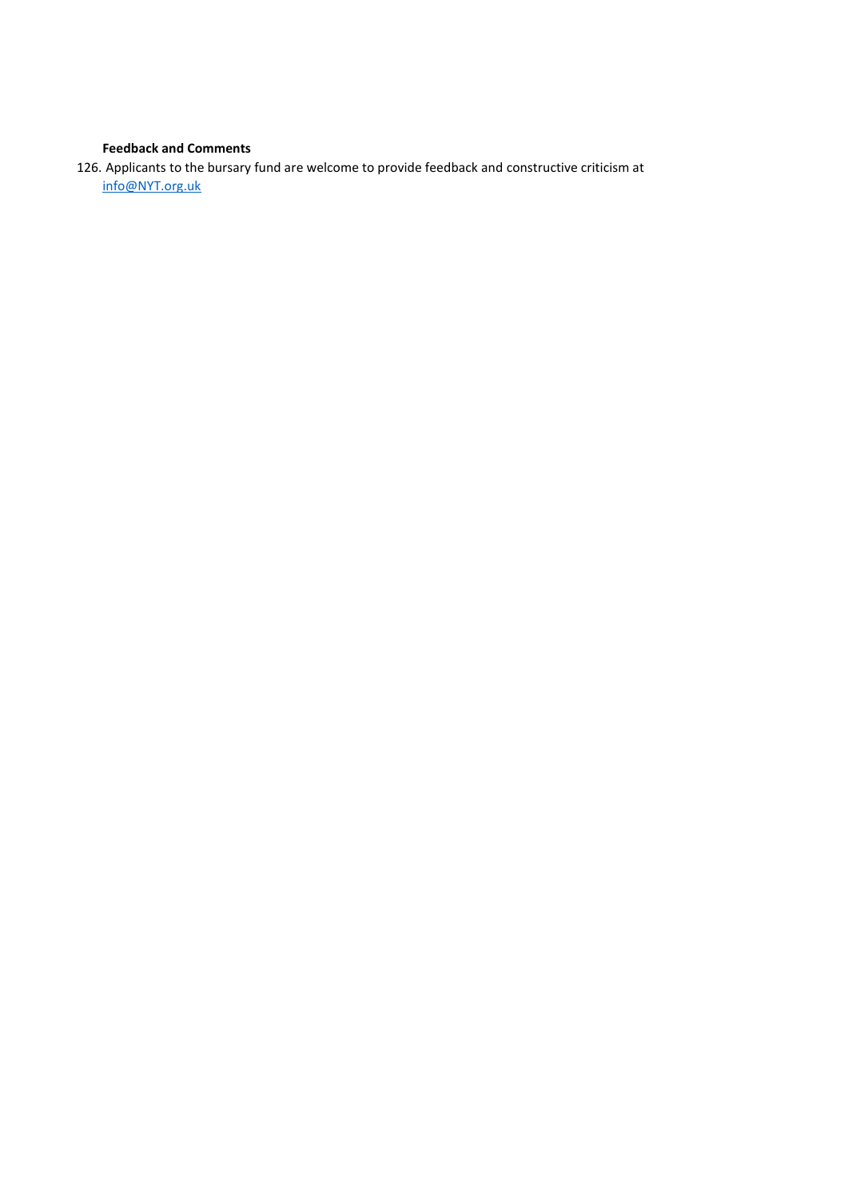**Feedback and Comments**

126. Applicants to the bursary fund are welcome to provide feedback and constructive criticism at info@NYT.org.uk